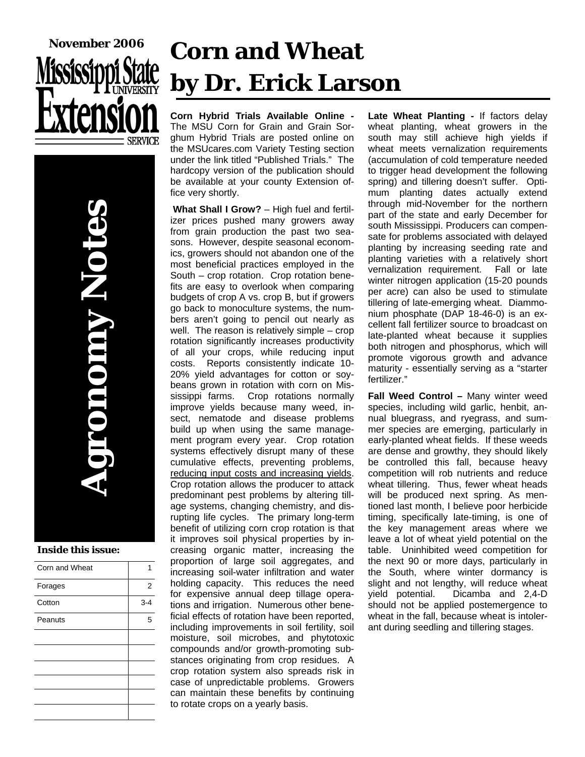November 2006

Mississippi State University Extension Service

# Agronomy Notes

**Inside this issue:**

| Corn and Wheat | 1 |
|---|---|
| Forages | 2 |
| Cotton | 3-4 |
| Peanuts | 5 |

# Corn and Wheat by Dr. Erick Larson

**Corn Hybrid Trials Available Online -** The MSU Corn for Grain and Grain Sorghum Hybrid Trials are posted online on the MSUcares.com Variety Testing section under the link titled "Published Trials." The hardcopy version of the publication should be available at your county Extension office very shortly.

**What Shall I Grow?** – High fuel and fertilizer prices pushed many growers away from grain production the past two seasons. However, despite seasonal economics, growers should not abandon one of the most beneficial practices employed in the South – crop rotation. Crop rotation benefits are easy to overlook when comparing budgets of crop A vs. crop B, but if growers go back to monoculture systems, the numbers aren't going to pencil out nearly as well. The reason is relatively simple – crop rotation significantly increases productivity of all your crops, while reducing input costs. Reports consistently indicate 10-20% yield advantages for cotton or soybeans grown in rotation with corn on Mississippi farms. Crop rotations normally improve yields because many weed, insect, nematode and disease problems build up when using the same management program every year. Crop rotation systems effectively disrupt many of these cumulative effects, preventing problems, reducing input costs and increasing yields. Crop rotation allows the producer to attack predominant pest problems by altering tillage systems, changing chemistry, and disrupting life cycles. The primary long-term benefit of utilizing corn crop rotation is that it improves soil physical properties by increasing organic matter, increasing the proportion of large soil aggregates, and increasing soil-water infiltration and water holding capacity. This reduces the need for expensive annual deep tillage operations and irrigation. Numerous other beneficial effects of rotation have been reported, including improvements in soil fertility, soil moisture, soil microbes, and phytotoxic compounds and/or growth-promoting substances originating from crop residues. A crop rotation system also spreads risk in case of unpredictable problems. Growers can maintain these benefits by continuing to rotate crops on a yearly basis.

**Late Wheat Planting -** If factors delay wheat planting, wheat growers in the south may still achieve high yields if wheat meets vernalization requirements (accumulation of cold temperature needed to trigger head development the following spring) and tillering doesn't suffer. Optimum planting dates actually extend through mid-November for the northern part of the state and early December for south Mississippi. Producers can compensate for problems associated with delayed planting by increasing seeding rate and planting varieties with a relatively short vernalization requirement. Fall or late winter nitrogen application (15-20 pounds per acre) can also be used to stimulate tillering of late-emerging wheat. Diammonium phosphate (DAP 18-46-0) is an excellent fall fertilizer source to broadcast on late-planted wheat because it supplies both nitrogen and phosphorus, which will promote vigorous growth and advance maturity - essentially serving as a "starter fertilizer."

**Fall Weed Control –** Many winter weed species, including wild garlic, henbit, annual bluegrass, and ryegrass, and summer species are emerging, particularly in early-planted wheat fields. If these weeds are dense and growthy, they should likely be controlled this fall, because heavy competition will rob nutrients and reduce wheat tillering. Thus, fewer wheat heads will be produced next spring. As mentioned last month, I believe poor herbicide timing, specifically late-timing, is one of the key management areas where we leave a lot of wheat yield potential on the table. Uninhibited weed competition for the next 90 or more days, particularly in the South, where winter dormancy is slight and not lengthy, will reduce wheat yield potential. Dicamba and 2,4-D should not be applied postemergence to wheat in the fall, because wheat is intolerant during seedling and tillering stages.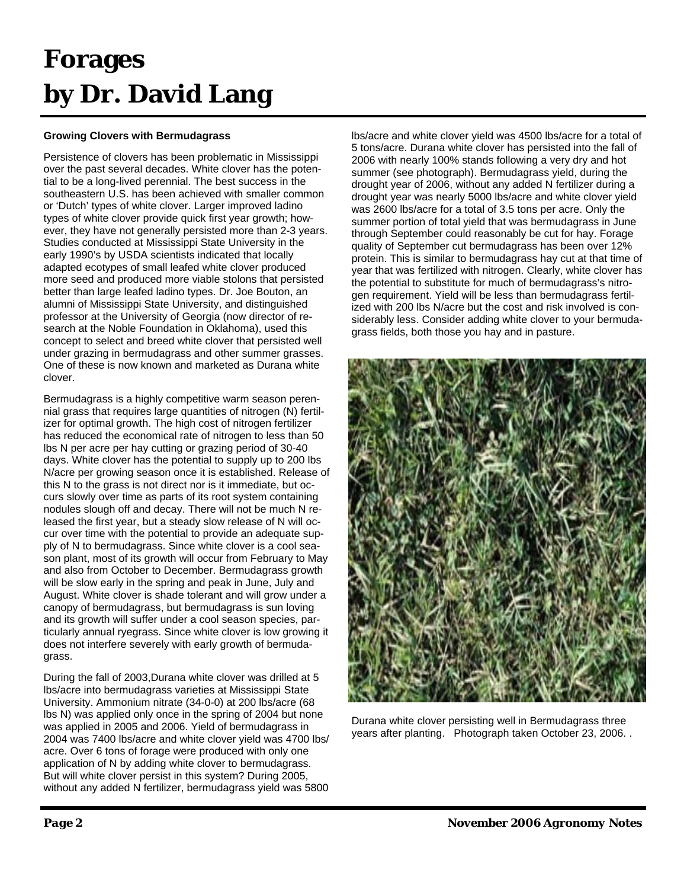# Forages
# by Dr. David Lang

### Growing Clovers with Bermudagrass

Persistence of clovers has been problematic in Mississippi over the past several decades. White clover has the potential to be a long-lived perennial. The best success in the southeastern U.S. has been achieved with smaller common or 'Dutch' types of white clover. Larger improved ladino types of white clover provide quick first year growth; however, they have not generally persisted more than 2-3 years. Studies conducted at Mississippi State University in the early 1990's by USDA scientists indicated that locally adapted ecotypes of small leafed white clover produced more seed and produced more viable stolons that persisted better than large leafed ladino types. Dr. Joe Bouton, an alumni of Mississippi State University, and distinguished professor at the University of Georgia (now director of research at the Noble Foundation in Oklahoma), used this concept to select and breed white clover that persisted well under grazing in bermudagrass and other summer grasses. One of these is now known and marketed as Durana white clover.

Bermudagrass is a highly competitive warm season perennial grass that requires large quantities of nitrogen (N) fertilizer for optimal growth. The high cost of nitrogen fertilizer has reduced the economical rate of nitrogen to less than 50 lbs N per acre per hay cutting or grazing period of 30-40 days. White clover has the potential to supply up to 200 lbs N/acre per growing season once it is established. Release of this N to the grass is not direct nor is it immediate, but occurs slowly over time as parts of its root system containing nodules slough off and decay. There will not be much N released the first year, but a steady slow release of N will occur over time with the potential to provide an adequate supply of N to bermudagrass. Since white clover is a cool season plant, most of its growth will occur from February to May and also from October to December. Bermudagrass growth will be slow early in the spring and peak in June, July and August. White clover is shade tolerant and will grow under a canopy of bermudagrass, but bermudagrass is sun loving and its growth will suffer under a cool season species, particularly annual ryegrass. Since white clover is low growing it does not interfere severely with early growth of bermudagrass.

During the fall of 2003,Durana white clover was drilled at 5 lbs/acre into bermudagrass varieties at Mississippi State University. Ammonium nitrate (34-0-0) at 200 lbs/acre (68 lbs N) was applied only once in the spring of 2004 but none was applied in 2005 and 2006. Yield of bermudagrass in 2004 was 7400 lbs/acre and white clover yield was 4700 lbs/acre. Over 6 tons of forage were produced with only one application of N by adding white clover to bermudagrass. But will white clover persist in this system? During 2005, without any added N fertilizer, bermudagrass yield was 5800 lbs/acre and white clover yield was 4500 lbs/acre for a total of 5 tons/acre. Durana white clover has persisted into the fall of 2006 with nearly 100% stands following a very dry and hot summer (see photograph). Bermudagrass yield, during the drought year of 2006, without any added N fertilizer during a drought year was nearly 5000 lbs/acre and white clover yield was 2600 lbs/acre for a total of 3.5 tons per acre. Only the summer portion of total yield that was bermudagrass in June through September could reasonably be cut for hay. Forage quality of September cut bermudagrass has been over 12% protein. This is similar to bermudagrass hay cut at that time of year that was fertilized with nitrogen. Clearly, white clover has the potential to substitute for much of bermudagrass's nitrogen requirement. Yield will be less than bermudagrass fertilized with 200 lbs N/acre but the cost and risk involved is considerably less. Consider adding white clover to your bermudagrass fields, both those you hay and in pasture.

Durana white clover persisting well in Bermudagrass three years after planting. Photograph taken October 23, 2006. .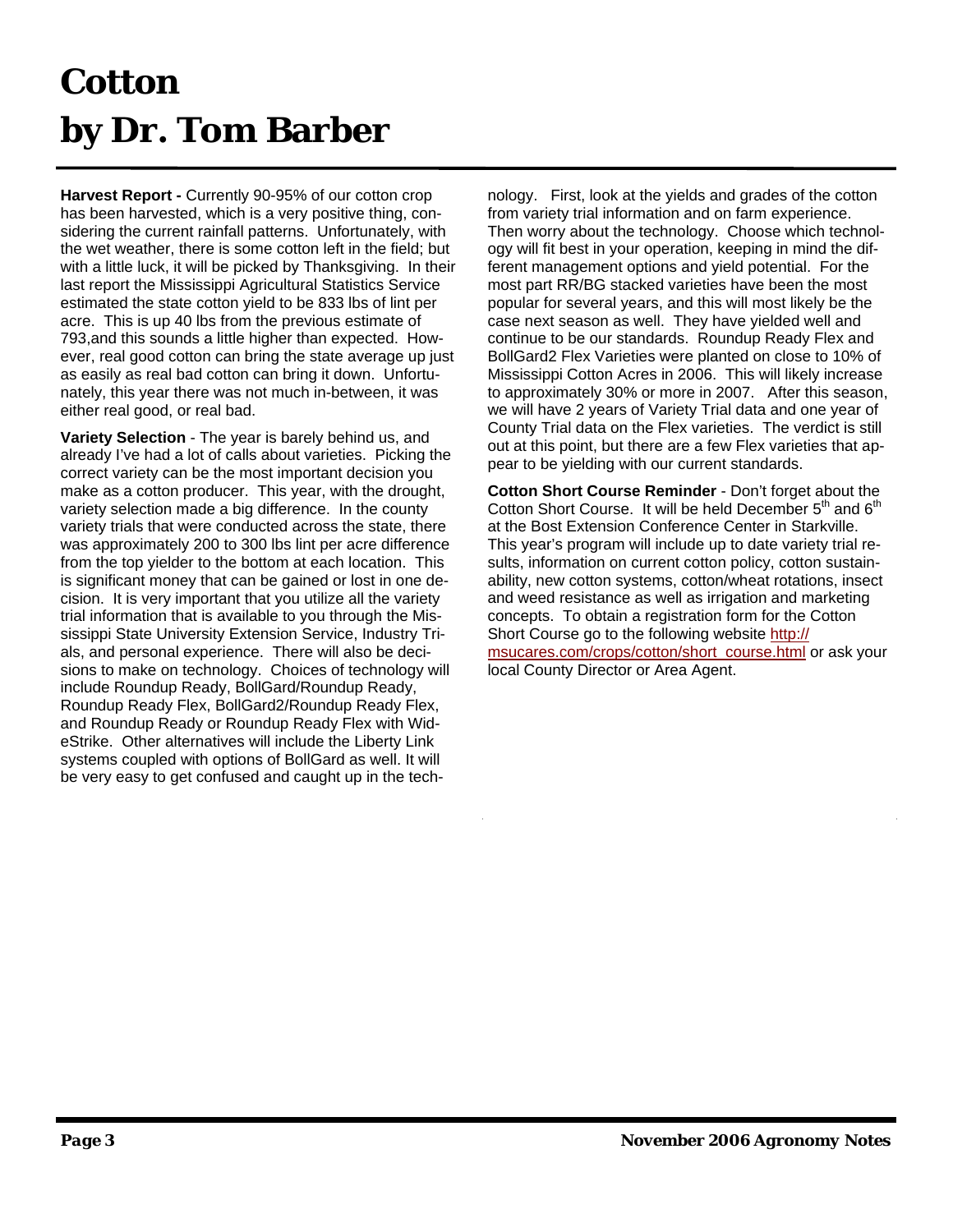# Cotton
# by Dr. Tom Barber

**Harvest Report -** Currently 90-95% of our cotton crop has been harvested, which is a very positive thing, considering the current rainfall patterns. Unfortunately, with the wet weather, there is some cotton left in the field; but with a little luck, it will be picked by Thanksgiving. In their last report the Mississippi Agricultural Statistics Service estimated the state cotton yield to be 833 lbs of lint per acre. This is up 40 lbs from the previous estimate of 793,and this sounds a little higher than expected. However, real good cotton can bring the state average up just as easily as real bad cotton can bring it down. Unfortunately, this year there was not much in-between, it was either real good, or real bad.

**Variety Selection** - The year is barely behind us, and already I've had a lot of calls about varieties. Picking the correct variety can be the most important decision you make as a cotton producer. This year, with the drought, variety selection made a big difference. In the county variety trials that were conducted across the state, there was approximately 200 to 300 lbs lint per acre difference from the top yielder to the bottom at each location. This is significant money that can be gained or lost in one decision. It is very important that you utilize all the variety trial information that is available to you through the Mississippi State University Extension Service, Industry Trials, and personal experience. There will also be decisions to make on technology. Choices of technology will include Roundup Ready, BollGard/Roundup Ready, Roundup Ready Flex, BollGard2/Roundup Ready Flex, and Roundup Ready or Roundup Ready Flex with WideStrike. Other alternatives will include the Liberty Link systems coupled with options of BollGard as well. It will be very easy to get confused and caught up in the technology. First, look at the yields and grades of the cotton from variety trial information and on farm experience. Then worry about the technology. Choose which technology will fit best in your operation, keeping in mind the different management options and yield potential. For the most part RR/BG stacked varieties have been the most popular for several years, and this will most likely be the case next season as well. They have yielded well and continue to be our standards. Roundup Ready Flex and BollGard2 Flex Varieties were planted on close to 10% of Mississippi Cotton Acres in 2006. This will likely increase to approximately 30% or more in 2007. After this season, we will have 2 years of Variety Trial data and one year of County Trial data on the Flex varieties. The verdict is still out at this point, but there are a few Flex varieties that appear to be yielding with our current standards.

**Cotton Short Course Reminder** - Don't forget about the Cotton Short Course. It will be held December 5th and 6th at the Bost Extension Conference Center in Starkville. This year's program will include up to date variety trial results, information on current cotton policy, cotton sustainability, new cotton systems, cotton/wheat rotations, insect and weed resistance as well as irrigation and marketing concepts. To obtain a registration form for the Cotton Short Course go to the following website http://msucares.com/crops/cotton/short_course.html or ask your local County Director or Area Agent.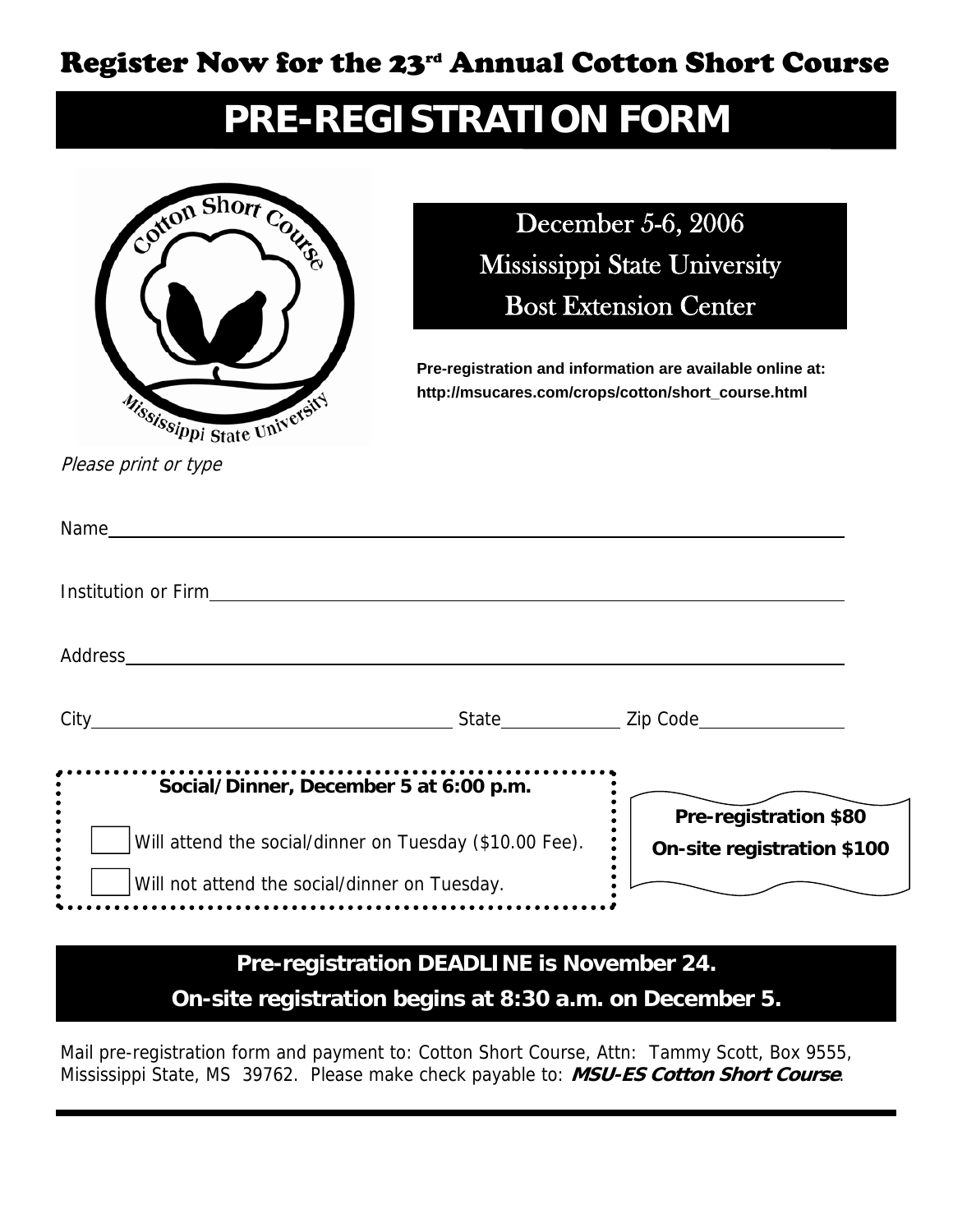# Register Now for the 23[rd] Annual Cotton Short Course

## PRE-REGISTRATION FORM

December 5-6, 2006
Mississippi State University
Bost Extension Center

**Pre-registration and information are available online at:**
**http://msucares.com/crops/cotton/short_course.html**

*Please print or type*

Name_______________________________________________

Institution or Firm_______________________________________

Address_____________________________________________

City_________________________ State__________ Zip Code____________

**Social/Dinner, December 5 at 6:00 p.m.**

☐ Will attend the social/dinner on Tuesday ($10.00 Fee).

☐ Will not attend the social/dinner on Tuesday.

**Pre-registration $80**
**On-site registration $100**

**Pre-registration DEADLINE is November 24.**
**On-site registration begins at 8:30 a.m. on December 5.**

Mail pre-registration form and payment to: Cotton Short Course, Attn: Tammy Scott, Box 9555, Mississippi State, MS 39762. Please make check payable to: ***MSU-ES Cotton Short Course***.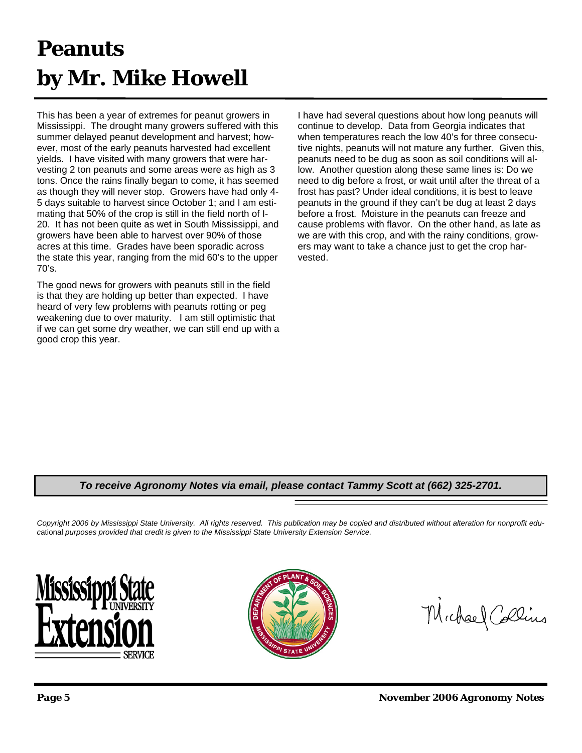# Peanuts
# by Mr. Mike Howell

This has been a year of extremes for peanut growers in Mississippi. The drought many growers suffered with this summer delayed peanut development and harvest; however, most of the early peanuts harvested had excellent yields. I have visited with many growers that were harvesting 2 ton peanuts and some areas were as high as 3 tons. Once the rains finally began to come, it has seemed as though they will never stop. Growers have had only 4-5 days suitable to harvest since October 1; and I am estimating that 50% of the crop is still in the field north of I-20. It has not been quite as wet in South Mississippi, and growers have been able to harvest over 90% of those acres at this time. Grades have been sporadic across the state this year, ranging from the mid 60's to the upper 70's.

The good news for growers with peanuts still in the field is that they are holding up better than expected. I have heard of very few problems with peanuts rotting or peg weakening due to over maturity. I am still optimistic that if we can get some dry weather, we can still end up with a good crop this year.

I have had several questions about how long peanuts will continue to develop. Data from Georgia indicates that when temperatures reach the low 40's for three consecutive nights, peanuts will not mature any further. Given this, peanuts need to be dug as soon as soil conditions will allow. Another question along these same lines is: Do we need to dig before a frost, or wait until after the threat of a frost has past? Under ideal conditions, it is best to leave peanuts in the ground if they can't be dug at least 2 days before a frost. Moisture in the peanuts can freeze and cause problems with flavor. On the other hand, as late as we are with this crop, and with the rainy conditions, growers may want to take a chance just to get the crop harvested.

***To receive Agronomy Notes via email, please contact Tammy Scott at (662) 325-2701.***

*Copyright 2006 by Mississippi State University. All rights reserved. This publication may be copied and distributed without alteration for nonprofit educational purposes provided that credit is given to the Mississippi State University Extension Service.*

Mississippi State University Extension Service

Department of Plant & Soil Sciences, Mississippi State University

Michael Collins